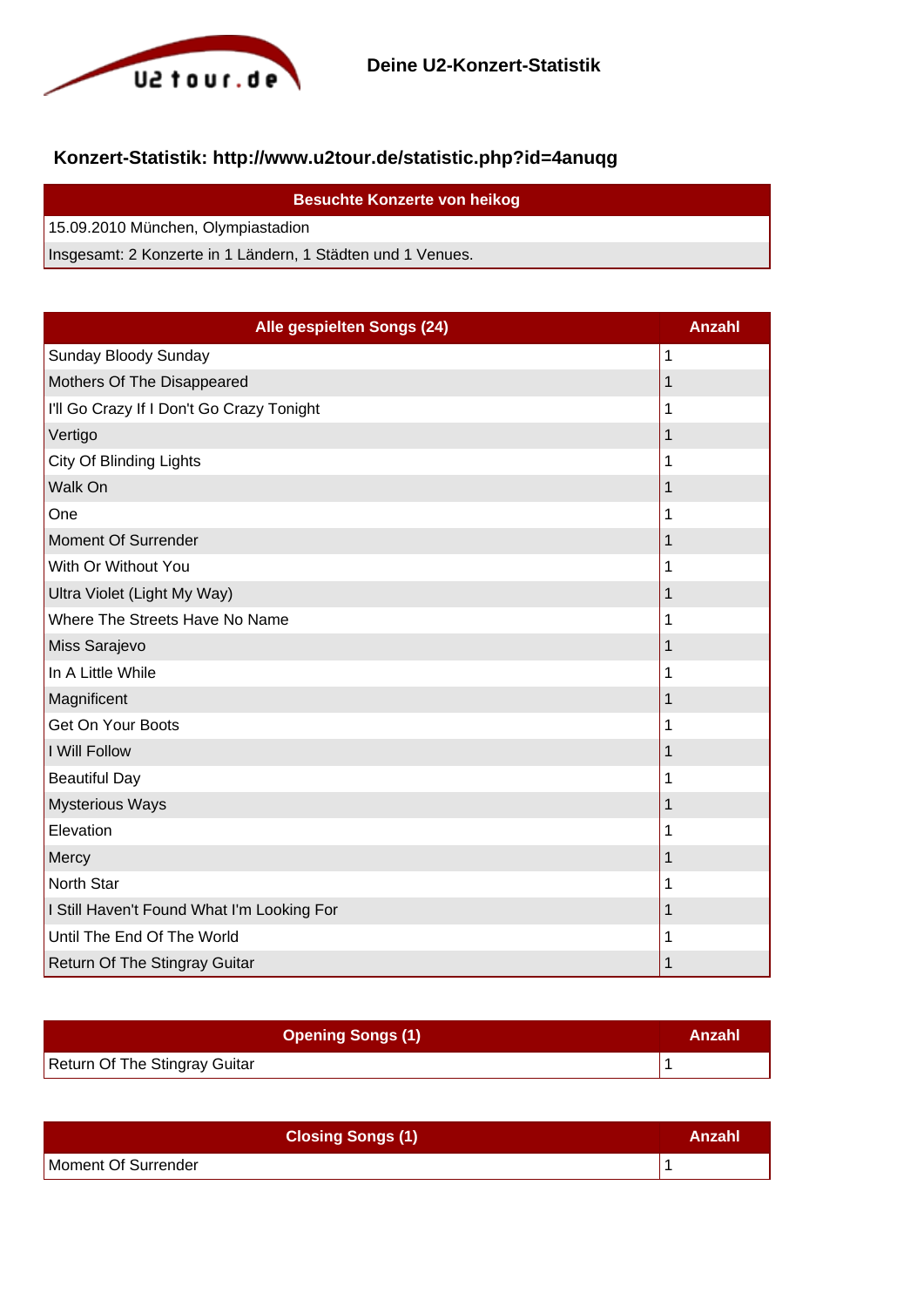u2tour.de

**Deine U2-Konzert-Statistik**

## Konzert-Statistik: http://www.u2tour.de/statistic.php?id=4anuqg

| Besuchte Konzerte von heikog |
|---|
| 15.09.2010 München, Olympiastadion |
| Insgesamt: 2 Konzerte in 1 Ländern, 1 Städten und 1 Venues. |

| Alle gespielten Songs (24) | Anzahl |
|---|---|
| Sunday Bloody Sunday | 1 |
| Mothers Of The Disappeared | 1 |
| I'll Go Crazy If I Don't Go Crazy Tonight | 1 |
| Vertigo | 1 |
| City Of Blinding Lights | 1 |
| Walk On | 1 |
| One | 1 |
| Moment Of Surrender | 1 |
| With Or Without You | 1 |
| Ultra Violet (Light My Way) | 1 |
| Where The Streets Have No Name | 1 |
| Miss Sarajevo | 1 |
| In A Little While | 1 |
| Magnificent | 1 |
| Get On Your Boots | 1 |
| I Will Follow | 1 |
| Beautiful Day | 1 |
| Mysterious Ways | 1 |
| Elevation | 1 |
| Mercy | 1 |
| North Star | 1 |
| I Still Haven't Found What I'm Looking For | 1 |
| Until The End Of The World | 1 |
| Return Of The Stingray Guitar | 1 |

| Opening Songs (1) | Anzahl |
|---|---|
| Return Of The Stingray Guitar | 1 |

| Closing Songs (1) | Anzahl |
|---|---|
| Moment Of Surrender | 1 |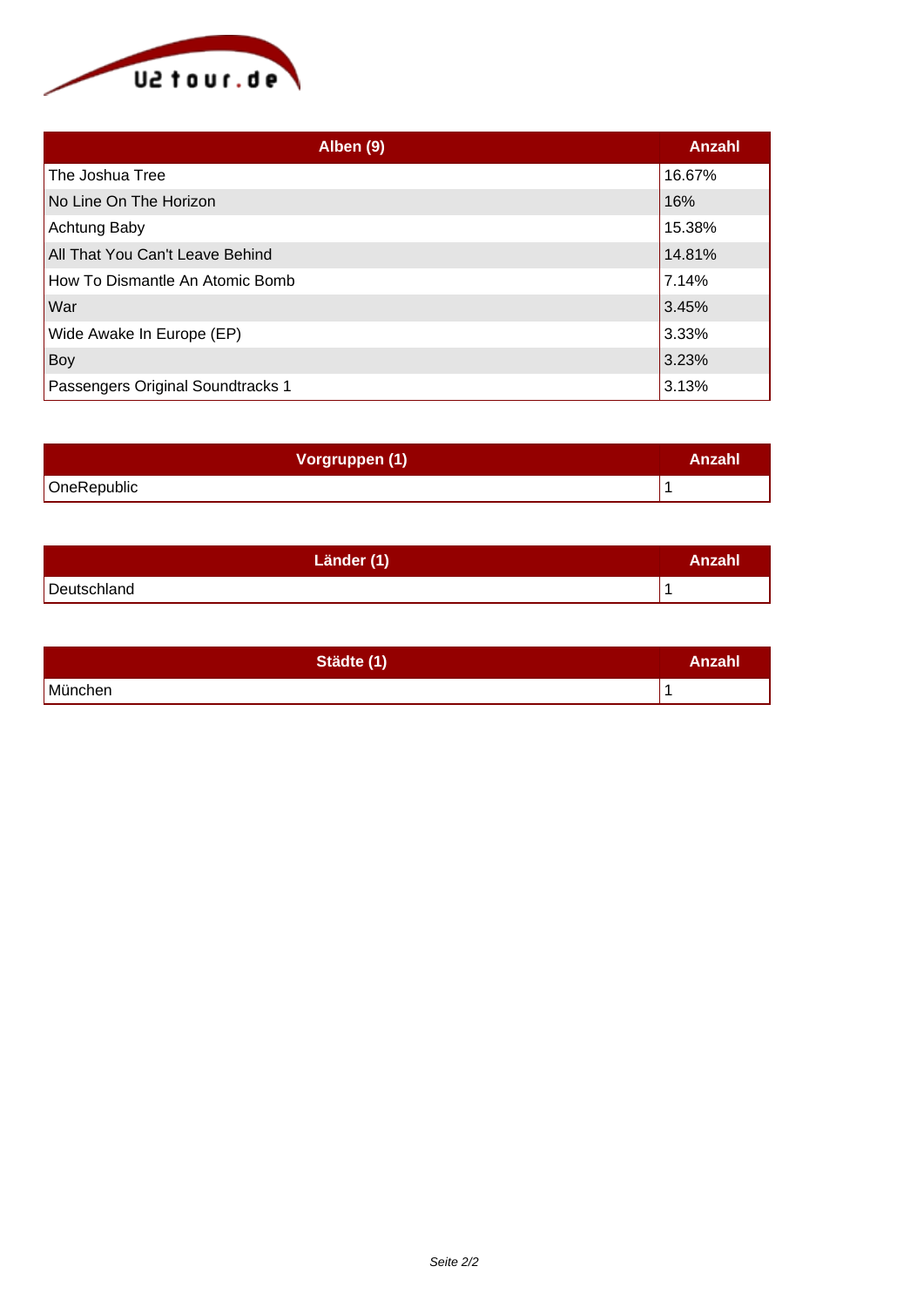| Alben (9) | Anzahl |
| --- | --- |
| The Joshua Tree | 16.67% |
| No Line On The Horizon | 16% |
| Achtung Baby | 15.38% |
| All That You Can't Leave Behind | 14.81% |
| How To Dismantle An Atomic Bomb | 7.14% |
| War | 3.45% |
| Wide Awake In Europe (EP) | 3.33% |
| Boy | 3.23% |
| Passengers Original Soundtracks 1 | 3.13% |

| Vorgruppen (1) | Anzahl |
| --- | --- |
| OneRepublic | 1 |

| Länder (1) | Anzahl |
| --- | --- |
| Deutschland | 1 |

| Städte (1) | Anzahl |
| --- | --- |
| München | 1 |